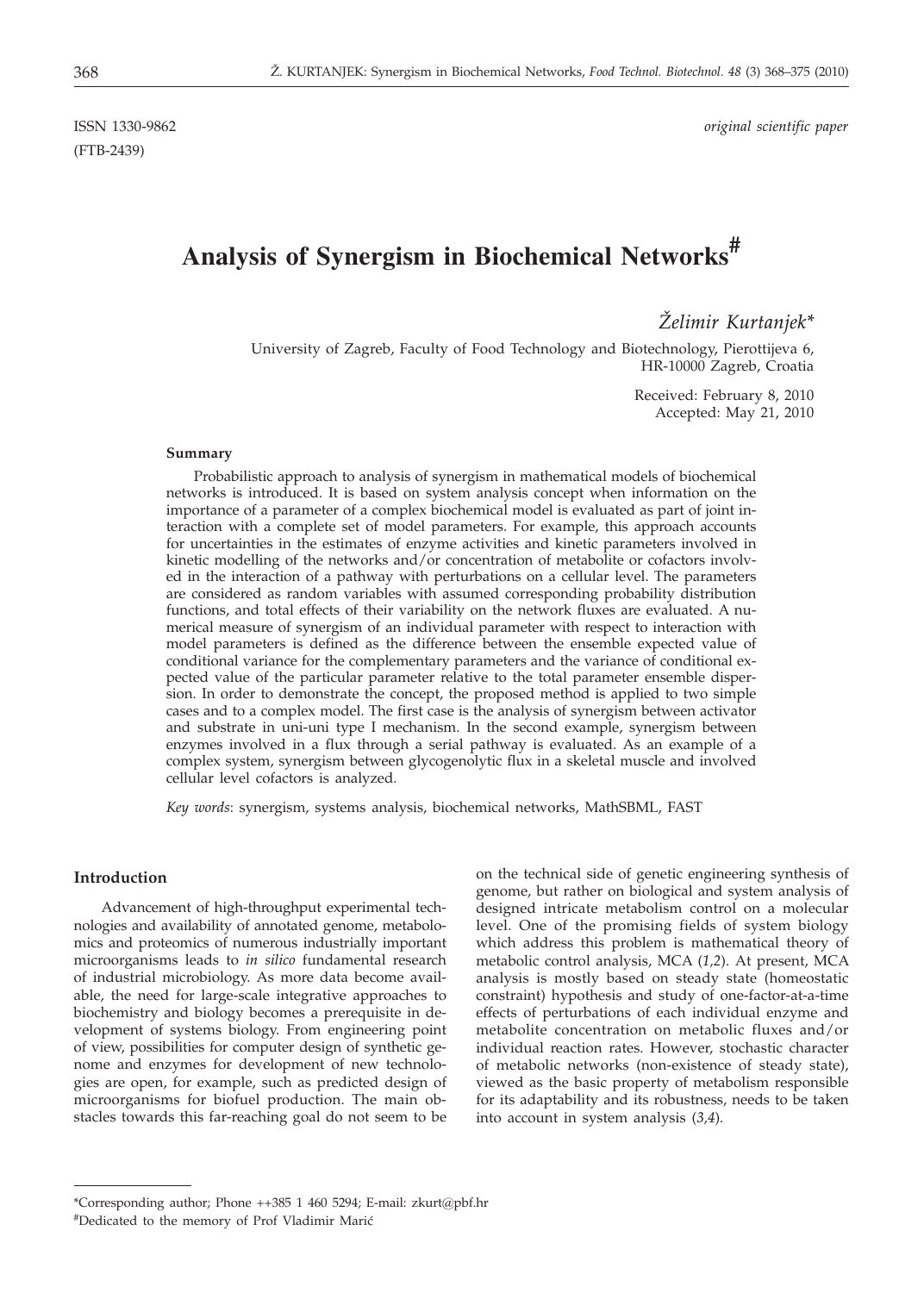ISSN 1330-9862 *original scientific paper*

(FTB-2439)

# Analysis of Synergism in Biochemical Networks[#]

*Želimir Kurtanjek**

University of Zagreb, Faculty of Food Technology and Biotechnology, Pierottijeva 6, HR-10000 Zagreb, Croatia

Received: February 8, 2010
Accepted: May 21, 2010

### Summary

Probabilistic approach to analysis of synergism in mathematical models of biochemical networks is introduced. It is based on system analysis concept when information on the importance of a parameter of a complex biochemical model is evaluated as part of joint interaction with a complete set of model parameters. For example, this approach accounts for uncertainties in the estimates of enzyme activities and kinetic parameters involved in kinetic modelling of the networks and/or concentration of metabolite or cofactors involved in the interaction of a pathway with perturbations on a cellular level. The parameters are considered as random variables with assumed corresponding probability distribution functions, and total effects of their variability on the network fluxes are evaluated. A numerical measure of synergism of an individual parameter with respect to interaction with model parameters is defined as the difference between the ensemble expected value of conditional variance for the complementary parameters and the variance of conditional expected value of the particular parameter relative to the total parameter ensemble dispersion. In order to demonstrate the concept, the proposed method is applied to two simple cases and to a complex model. The first case is the analysis of synergism between activator and substrate in uni-uni type I mechanism. In the second example, synergism between enzymes involved in a flux through a serial pathway is evaluated. As an example of a complex system, synergism between glycogenolytic flux in a skeletal muscle and involved cellular level cofactors is analyzed.

*Key words*: synergism, systems analysis, biochemical networks, MathSBML, FAST

### Introduction

Advancement of high-throughput experimental technologies and availability of annotated genome, metabolomics and proteomics of numerous industrially important microorganisms leads to *in silico* fundamental research of industrial microbiology. As more data become available, the need for large-scale integrative approaches to biochemistry and biology becomes a prerequisite in development of systems biology. From engineering point of view, possibilities for computer design of synthetic genome and enzymes for development of new technologies are open, for example, such as predicted design of microorganisms for biofuel production. The main obstacles towards this far-reaching goal do not seem to be on the technical side of genetic engineering synthesis of genome, but rather on biological and system analysis of designed intricate metabolism control on a molecular level. One of the promising fields of system biology which address this problem is mathematical theory of metabolic control analysis, MCA (*1,2*). At present, MCA analysis is mostly based on steady state (homeostatic constraint) hypothesis and study of one-factor-at-a-time effects of perturbations of each individual enzyme and metabolite concentration on metabolic fluxes and/or individual reaction rates. However, stochastic character of metabolic networks (non-existence of steady state), viewed as the basic property of metabolism responsible for its adaptability and its robustness, needs to be taken into account in system analysis (*3,4*).

---

*Corresponding author; Phone ++385 1 460 5294; E-mail: zkurt@pbf.hr

[#]Dedicated to the memory of Prof Vladimir Marić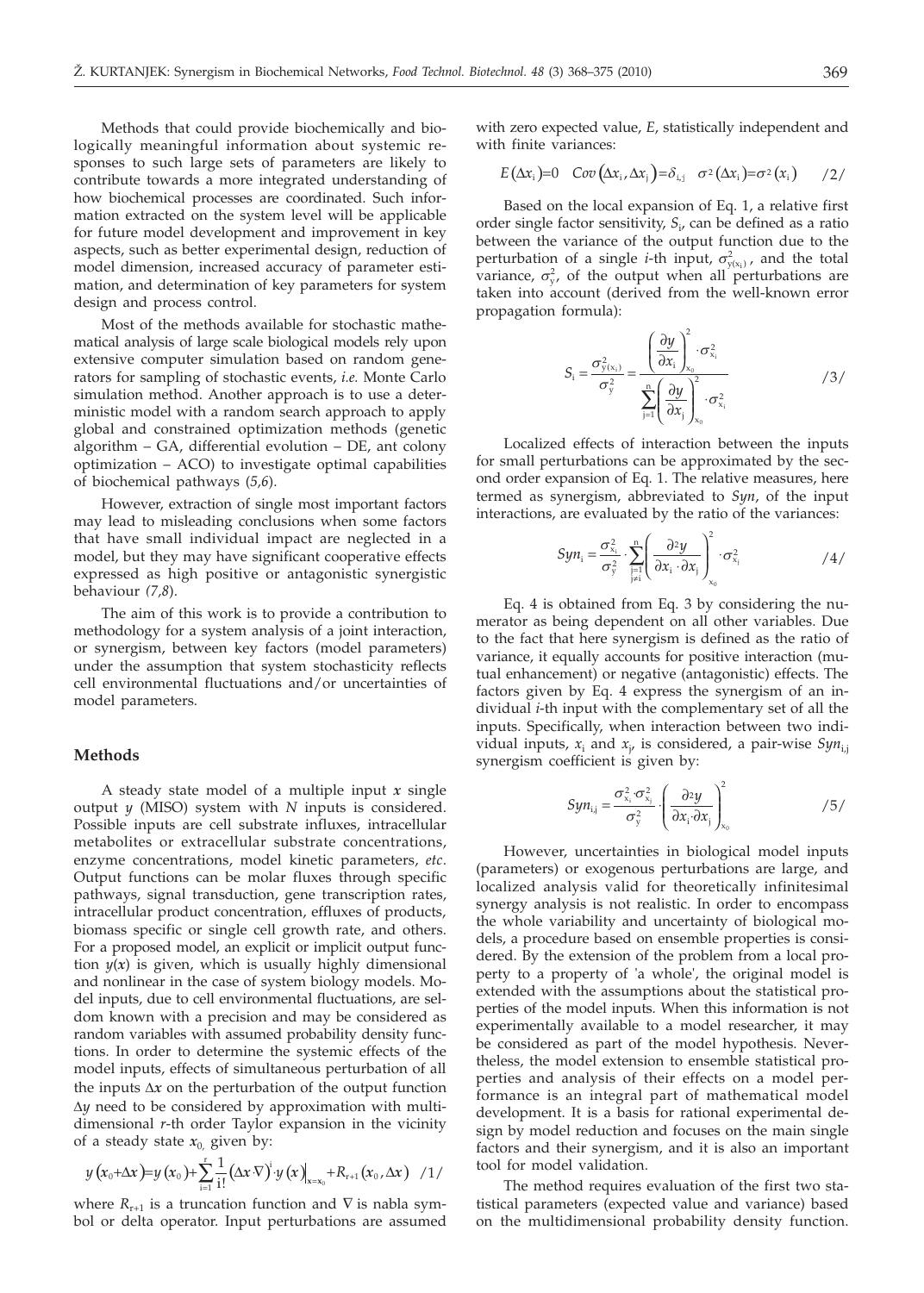Methods that could provide biochemically and biologically meaningful information about systemic responses to such large sets of parameters are likely to contribute towards a more integrated understanding of how biochemical processes are coordinated. Such information extracted on the system level will be applicable for future model development and improvement in key aspects, such as better experimental design, reduction of model dimension, increased accuracy of parameter estimation, and determination of key parameters for system design and process control.

Most of the methods available for stochastic mathematical analysis of large scale biological models rely upon extensive computer simulation based on random generators for sampling of stochastic events, *i.e.* Monte Carlo simulation method. Another approach is to use a deterministic model with a random search approach to apply global and constrained optimization methods (genetic algorithm – GA, differential evolution – DE, ant colony optimization – ACO) to investigate optimal capabilities of biochemical pathways (*5,6*).

However, extraction of single most important factors may lead to misleading conclusions when some factors that have small individual impact are neglected in a model, but they may have significant cooperative effects expressed as high positive or antagonistic synergistic behaviour (*7,8*).

The aim of this work is to provide a contribution to methodology for a system analysis of a joint interaction, or synergism, between key factors (model parameters) under the assumption that system stochasticity reflects cell environmental fluctuations and/or uncertainties of model parameters.

## Methods

A steady state model of a multiple input $x$ single output $y$ (MISO) system with $N$ inputs is considered. Possible inputs are cell substrate influxes, intracellular metabolites or extracellular substrate concentrations, enzyme concentrations, model kinetic parameters, *etc*. Output functions can be molar fluxes through specific pathways, signal transduction, gene transcription rates, intracellular product concentration, effluxes of products, biomass specific or single cell growth rate, and others. For a proposed model, an explicit or implicit output function $y(x)$ is given, which is usually highly dimensional and nonlinear in the case of system biology models. Model inputs, due to cell environmental fluctuations, are seldom known with a precision and may be considered as random variables with assumed probability density functions. In order to determine the systemic effects of the model inputs, effects of simultaneous perturbation of all the inputs $\Delta x$ on the perturbation of the output function $\Delta y$ need to be considered by approximation with multidimensional $r$-th order Taylor expansion in the vicinity of a steady state $x_0$, given by:

$$y(x_0+\Delta x)=y(x_0)+\sum_{i=1}^{r}\frac{1}{i!}(\Delta x\nabla)^i\cdot y(x)\Big|_{x=x_0}+R_{r+1}(x_0,\Delta x) \qquad /1/$$

where $R_{r+1}$ is a truncation function and $\nabla$ is nabla symbol or delta operator. Input perturbations are assumed with zero expected value, $E$, statistically independent and with finite variances:

$$E(\Delta x_i)=0 \quad Cov(\Delta x_i,\Delta x_j)=\delta_{i,j} \quad \sigma^2(\Delta x_i)=\sigma^2(x_i) \qquad /2/$$

Based on the local expansion of Eq. 1, a relative first order single factor sensitivity, $S_i$, can be defined as a ratio between the variance of the output function due to the perturbation of a single $i$-th input, $\sigma^2_{y(x_i)}$, and the total variance, $\sigma^2_y$, of the output when all perturbations are taken into account (derived from the well-known error propagation formula):

$$S_i=\frac{\sigma^2_{y(x_i)}}{\sigma^2_y}=\frac{\left(\dfrac{\partial y}{\partial x_i}\right)^2_{x_0}\cdot\sigma^2_{x_i}}{\sum\limits_{j=1}^{n}\left(\dfrac{\partial y}{\partial x_j}\right)^2_{x_0}\cdot\sigma^2_{x_j}} \qquad /3/$$

Localized effects of interaction between the inputs for small perturbations can be approximated by the second order expansion of Eq. 1. The relative measures, here termed as synergism, abbreviated to *Syn*, of the input interactions, are evaluated by the ratio of the variances:

$$Syn_i=\frac{\sigma^2_{x_i}}{\sigma^2_y}\cdot\sum_{\substack{j=1\\ j\neq i}}^{n}\left(\frac{\partial^2 y}{\partial x_i\cdot\partial x_j}\right)^2_{x_0}\cdot\sigma^2_{x_j} \qquad /4/$$

Eq. 4 is obtained from Eq. 3 by considering the numerator as being dependent on all other variables. Due to the fact that here synergism is defined as the ratio of variance, it equally accounts for positive interaction (mutual enhancement) or negative (antagonistic) effects. The factors given by Eq. 4 express the synergism of an individual $i$-th input with the complementary set of all the inputs. Specifically, when interaction between two individual inputs, $x_i$ and $x_j$, is considered, a pair-wise $Syn_{i,j}$ synergism coefficient is given by:

$$Syn_{i,j}=\frac{\sigma^2_{x_i}\cdot\sigma^2_{x_j}}{\sigma^2_y}\cdot\left(\frac{\partial^2 y}{\partial x_i\cdot\partial x_j}\right)^2_{x_0} \qquad /5/$$

However, uncertainties in biological model inputs (parameters) or exogenous perturbations are large, and localized analysis valid for theoretically infinitesimal synergy analysis is not realistic. In order to encompass the whole variability and uncertainty of biological models, a procedure based on ensemble properties is considered. By the extension of the problem from a local property to a property of 'a whole', the original model is extended with the assumptions about the statistical properties of the model inputs. When this information is not experimentally available to a model researcher, it may be considered as part of the model hypothesis. Nevertheless, the model extension to ensemble statistical properties and analysis of their effects on a model performance is an integral part of mathematical model development. It is a basis for rational experimental design by model reduction and focuses on the main single factors and their synergism, and it is also an important tool for model validation.

The method requires evaluation of the first two statistical parameters (expected value and variance) based on the multidimensional probability density function.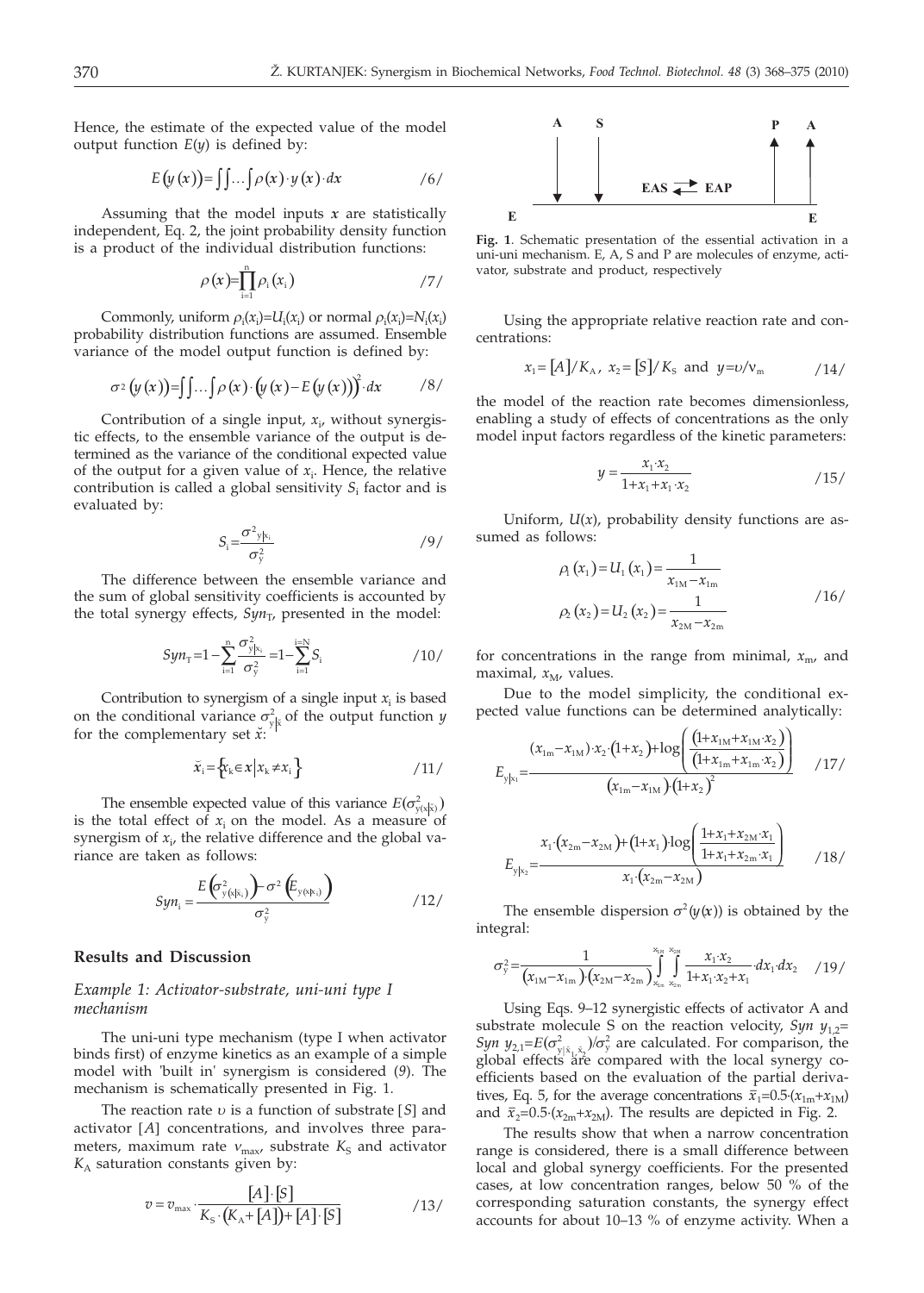Hence, the estimate of the expected value of the model output function $E(y)$ is defined by:

$$E(y(x))=\int\int\ldots\int\rho(x)\cdot y(x)\cdot dx \qquad /6/$$

Assuming that the model inputs $x$ are statistically independent, Eq. 2, the joint probability density function is a product of the individual distribution functions:

$$\rho(x)=\prod_{i=1}^{n}\rho_i(x_i) \qquad /7/$$

Commonly, uniform $\rho_i(x_i)=U_i(x_i)$ or normal $\rho_i(x_i)=N_i(x_i)$ probability distribution functions are assumed. Ensemble variance of the model output function is defined by:

$$\sigma^2(y(x))=\int\int\ldots\int\rho(x)\cdot\left(y(x)-E(y(x))\right)^2\cdot dx \qquad /8/$$

Contribution of a single input, $x_i$, without synergistic effects, to the ensemble variance of the output is determined as the variance of the conditional expected value of the output for a given value of $x_i$. Hence, the relative contribution is called a global sensitivity $S_i$ factor and is evaluated by:

$$S_i=\frac{\sigma^2_{y|x_i}}{\sigma^2_y} \qquad /9/$$

The difference between the ensemble variance and the sum of global sensitivity coefficients is accounted by the total synergy effects, $Syn_T$, presented in the model:

$$Syn_T=1-\sum_{i=1}^{n}\frac{\sigma^2_{y|x_i}}{\sigma^2_y}=1-\sum_{i=1}^{i=N}S_i \qquad /10/$$

Contribution to synergism of a single input $x_i$ is based on the conditional variance $\sigma^2_{y|\breve{x}}$ of the output function $y$ for the complementary set $\breve{x}$:

$$\breve{x}_i=\left\{x_k\in x\,|\,x_k\neq x_i\right\} \qquad /11/$$

The ensemble expected value of this variance $E(\sigma^2_{y(x|\breve{x})})$ is the total effect of $x_i$ on the model. As a measure of synergism of $x_i$, the relative difference and the global variance are taken as follows:

$$Syn_i=\frac{E\left(\sigma^2_{y(x|\breve{x}_i)}\right)-\sigma^2\left(E_{y(x|\breve{x}_i)}\right)}{\sigma^2_y} \qquad /12/$$

## Results and Discussion

### Example 1: Activator-substrate, uni-uni type I mechanism

The uni-uni type mechanism (type I when activator binds first) of enzyme kinetics as an example of a simple model with 'built in' synergism is considered (*9*). The mechanism is schematically presented in Fig. 1.

The reaction rate $\upsilon$ is a function of substrate $[S]$ and activator $[A]$ concentrations, and involves three parameters, maximum rate $v_{max}$, substrate $K_S$ and activator $K_A$ saturation constants given by:

$$v=v_{max}\cdot\frac{[A]\cdot[S]}{K_S\cdot(K_A+[A])+[A]\cdot[S]} \qquad /13/$$

**Fig. 1**. Schematic presentation of the essential activation in a uni-uni mechanism. E, A, S and P are molecules of enzyme, activator, substrate and product, respectively

Using the appropriate relative reaction rate and concentrations:

$$x_1=[A]/K_A,\ x_2=[S]/K_S\ \text{and}\ y=\upsilon/v_m \qquad /14/$$

the model of the reaction rate becomes dimensionless, enabling a study of effects of concentrations as the only model input factors regardless of the kinetic parameters:

$$y=\frac{x_1\cdot x_2}{1+x_1+x_1\cdot x_2} \qquad /15/$$

Uniform, $U(x)$, probability density functions are assumed as follows:

$$\rho_1(x_1)=U_1(x_1)=\frac{1}{x_{1M}-x_{1m}}$$
$$\rho_2(x_2)=U_2(x_2)=\frac{1}{x_{2M}-x_{2m}} \qquad /16/$$

for concentrations in the range from minimal, $x_m$, and maximal, $x_M$, values.

Due to the model simplicity, the conditional expected value functions can be determined analytically:

$$E_{y|x_1}=\frac{(x_{1m}-x_{1M})\cdot x_2\cdot(1+x_2)+\log\left(\frac{(1+x_{1M}+x_{1M}\cdot x_2)}{(1+x_{1m}+x_{1m}\cdot x_2)}\right)}{(x_{1m}-x_{1M})\cdot(1+x_2)^2} \qquad /17/$$

$$E_{y|x_2}=\frac{x_1\cdot(x_{2m}-x_{2M})+(1+x_1)\cdot\log\left(\frac{1+x_1+x_{2M}\cdot x_1}{1+x_1+x_{2m}\cdot x_1}\right)}{x_1\cdot(x_{2m}-x_{2M})} \qquad /18/$$

The ensemble dispersion $\sigma^2(y(x))$ is obtained by the integral:

$$\sigma^2_y=\frac{1}{(x_{1M}-x_{1m})\cdot(x_{2M}-x_{2m})}\int_{x_{1m}}^{x_{1M}}\int_{x_{2m}}^{x_{2M}}\frac{x_1\cdot x_2}{1+x_1\cdot x_2+x_1}\cdot dx_1 dx_2 \qquad /19/$$

Using Eqs. 9–12 synergistic effects of activator A and substrate molecule S on the reaction velocity, $Syn\ y_{1,2}=Syn\ y_{2,1}=E(\sigma^2_{y|\breve{x}_1,\breve{x}_2})/\sigma^2_y$ are calculated. For comparison, the global effects are compared with the local synergy coefficients based on the evaluation of the partial derivatives, Eq. 5, for the average concentrations $\bar{x}_1=0.5\cdot(x_{1m}+x_{1M})$ and $\bar{x}_2=0.5\cdot(x_{2m}+x_{2M})$. The results are depicted in Fig. 2.

The results show that when a narrow concentration range is considered, there is a small difference between local and global synergy coefficients. For the presented cases, at low concentration ranges, below 50 % of the corresponding saturation constants, the synergy effect accounts for about 10–13 % of enzyme activity. When a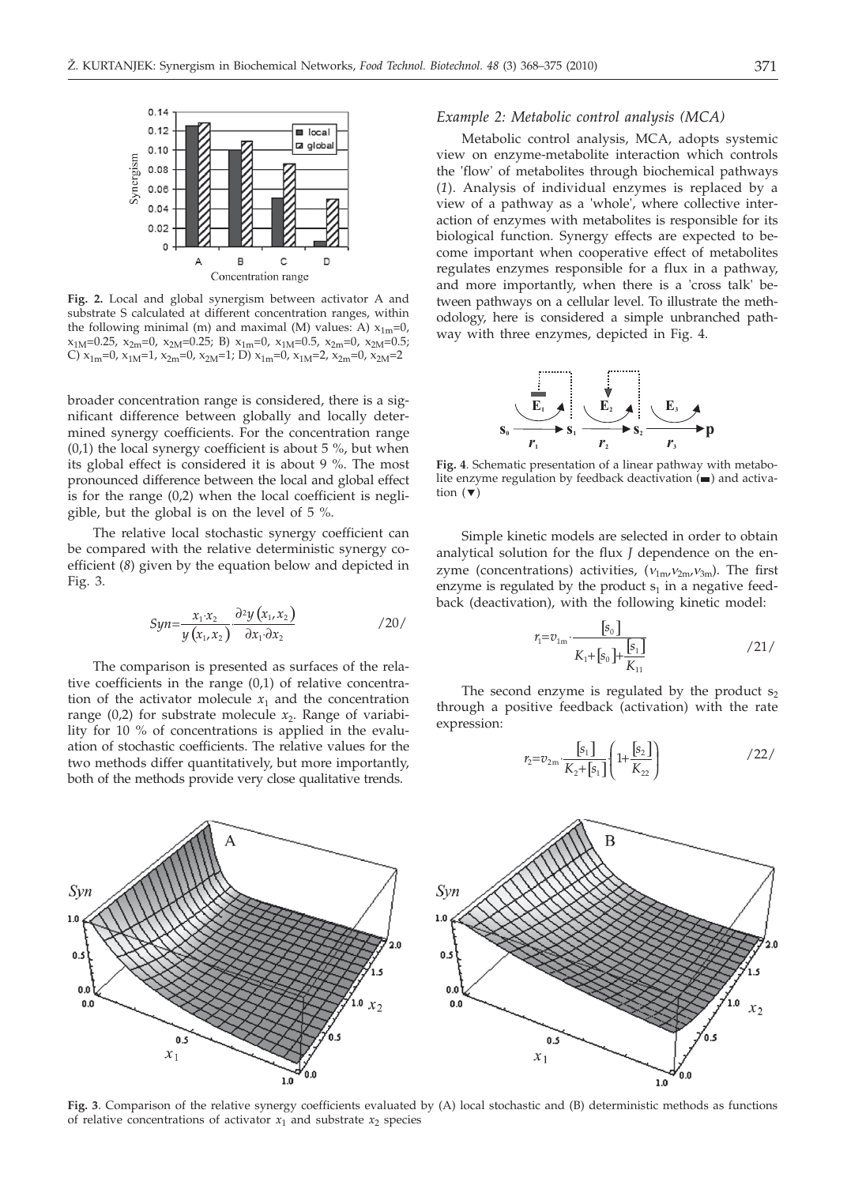**Fig. 2.** Local and global synergism between activator A and substrate S calculated at different concentration ranges, within the following minimal (m) and maximal (M) values: A) $x_{1m}=0$, $x_{1M}=0.25$, $x_{2m}=0$, $x_{2M}=0.25$; B) $x_{1m}=0$, $x_{1M}=0.5$, $x_{2m}=0$, $x_{2M}=0.5$; C) $x_{1m}=0$, $x_{1M}=1$, $x_{2m}=0$, $x_{2M}=1$; D) $x_{1m}=0$, $x_{1M}=2$, $x_{2m}=0$, $x_{2M}=2$

broader concentration range is considered, there is a significant difference between globally and locally determined synergy coefficients. For the concentration range (0,1) the local synergy coefficient is about 5 %, but when its global effect is considered it is about 9 %. The most pronounced difference between the local and global effect is for the range (0,2) when the local coefficient is negligible, but the global is on the level of 5 %.

The relative local stochastic synergy coefficient can be compared with the relative deterministic synergy coefficient (*8*) given by the equation below and depicted in Fig. 3.

$$Syn=\frac{x_1 \cdot x_2}{y(x_1,x_2)} \cdot \frac{\partial^2 y(x_1,x_2)}{\partial x_1 \cdot \partial x_2} \qquad /20/$$

The comparison is presented as surfaces of the relative coefficients in the range (0,1) of relative concentration of the activator molecule $x_1$ and the concentration range (0,2) for substrate molecule $x_2$. Range of variability for 10 % of concentrations is applied in the evaluation of stochastic coefficients. The relative values for the two methods differ quantitatively, but more importantly, both of the methods provide very close qualitative trends.

*Example 2: Metabolic control analysis (MCA)*

Metabolic control analysis, MCA, adopts systemic view on enzyme-metabolite interaction which controls the 'flow' of metabolites through biochemical pathways (*1*). Analysis of individual enzymes is replaced by a view of a pathway as a 'whole', where collective interaction of enzymes with metabolites is responsible for its biological function. Synergy effects are expected to become important when cooperative effect of metabolites regulates enzymes responsible for a flux in a pathway, and more importantly, when there is a 'cross talk' between pathways on a cellular level. To illustrate the methodology, here is considered a simple unbranched pathway with three enzymes, depicted in Fig. 4.

**Fig. 4**. Schematic presentation of a linear pathway with metabolite enzyme regulation by feedback deactivation (▬) and activation (▼)

Simple kinetic models are selected in order to obtain analytical solution for the flux *J* dependence on the enzyme (concentrations) activities, ($v_{1m}$,$v_{2m}$,$v_{3m}$). The first enzyme is regulated by the product $s_1$ in a negative feedback (deactivation), with the following kinetic model:

$$r_1=v_{1m} \cdot \frac{[s_0]}{K_1+[s_0]+\frac{[s_1]}{K_{11}}} \qquad /21/$$

The second enzyme is regulated by the product $s_2$ through a positive feedback (activation) with the rate expression:

$$r_2=v_{2m} \cdot \frac{[s_1]}{K_2+[s_1]} \cdot \left(1+\frac{[s_2]}{K_{22}}\right) \qquad /22/$$

**Fig. 3**. Comparison of the relative synergy coefficients evaluated by (A) local stochastic and (B) deterministic methods as functions of relative concentrations of activator $x_1$ and substrate $x_2$ species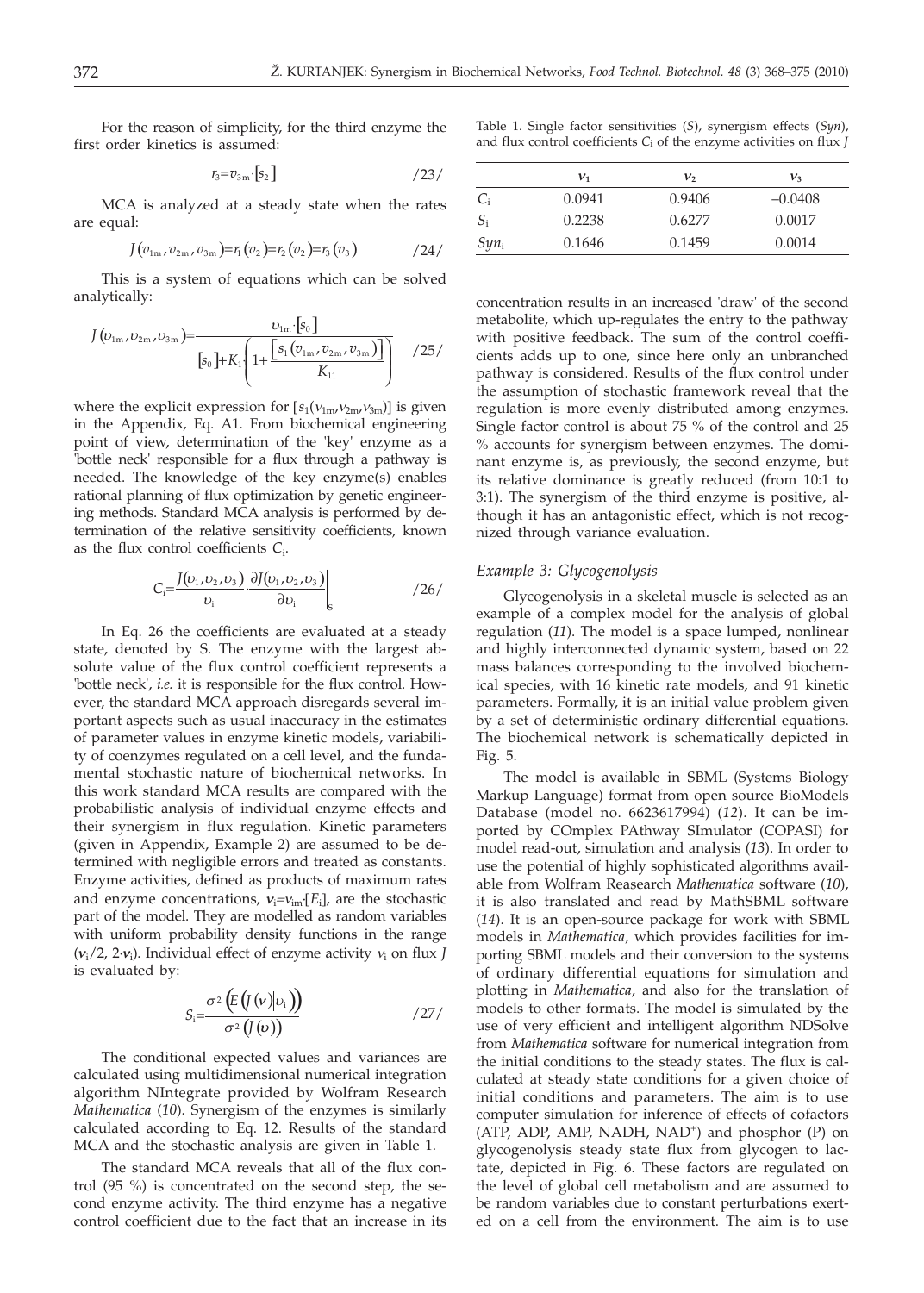For the reason of simplicity, for the third enzyme the first order kinetics is assumed:

$$r_3 = v_{3m} \cdot [s_2] \qquad /23/$$

MCA is analyzed at a steady state when the rates are equal:

$$J(v_{1m}, v_{2m}, v_{3m}) = r_1(v_2) = r_2(v_2) = r_3(v_3) \qquad /24/$$

This is a system of equations which can be solved analytically:

$$J(\upsilon_{1m}, \upsilon_{2m}, \upsilon_{3m}) = \frac{\upsilon_{1m} \cdot [s_0]}{[s_0] + K_1 \left(1 + \frac{[s_1(v_{1m}, v_{2m}, v_{3m})]}{K_{11}}\right)} \qquad /25/$$

where the explicit expression for $[s_1(v_{1m}, v_{2m}, v_{3m})]$ is given in the Appendix, Eq. A1. From biochemical engineering point of view, determination of the 'key' enzyme as a 'bottle neck' responsible for a flux through a pathway is needed. The knowledge of the key enzyme(s) enables rational planning of flux optimization by genetic engineering methods. Standard MCA analysis is performed by determination of the relative sensitivity coefficients, known as the flux control coefficients $C_i$.

$$C_i = \frac{J(\upsilon_1, \upsilon_2, \upsilon_3)}{\upsilon_i} \cdot \left.\frac{\partial J(\upsilon_1, \upsilon_2, \upsilon_3)}{\partial \upsilon_i}\right|_S \qquad /26/$$

In Eq. 26 the coefficients are evaluated at a steady state, denoted by S. The enzyme with the largest absolute value of the flux control coefficient represents a 'bottle neck', *i.e.* it is responsible for the flux control. However, the standard MCA approach disregards several important aspects such as usual inaccuracy in the estimates of parameter values in enzyme kinetic models, variability of coenzymes regulated on a cell level, and the fundamental stochastic nature of biochemical networks. In this work standard MCA results are compared with the probabilistic analysis of individual enzyme effects and their synergism in flux regulation. Kinetic parameters (given in Appendix, Example 2) are assumed to be determined with negligible errors and treated as constants. Enzyme activities, defined as products of maximum rates and enzyme concentrations, $v_i = v_{im} \cdot [E_i]$, are the stochastic part of the model. They are modelled as random variables with uniform probability density functions in the range $(v_i/2, 2 \cdot v_i)$. Individual effect of enzyme activity $v_i$ on flux $J$ is evaluated by:

$$S_i = \frac{\sigma^2\left(E\left(J(v) | \upsilon_i\right)\right)}{\sigma^2\left(J(\upsilon)\right)} \qquad /27/$$

The conditional expected values and variances are calculated using multidimensional numerical integration algorithm NIntegrate provided by Wolfram Research *Mathematica* (*10*). Synergism of the enzymes is similarly calculated according to Eq. 12. Results of the standard MCA and the stochastic analysis are given in Table 1.

The standard MCA reveals that all of the flux control (95 %) is concentrated on the second step, the second enzyme activity. The third enzyme has a negative control coefficient due to the fact that an increase in its concentration results in an increased 'draw' of the second metabolite, which up-regulates the entry to the pathway with positive feedback. The sum of the control coefficients adds up to one, since here only an unbranched pathway is considered. Results of the flux control under the assumption of stochastic framework reveal that the regulation is more evenly distributed among enzymes. Single factor control is about 75 % of the control and 25 % accounts for synergism between enzymes. The dominant enzyme is, as previously, the second enzyme, but its relative dominance is greatly reduced (from 10:1 to 3:1). The synergism of the third enzyme is positive, although it has an antagonistic effect, which is not recognized through variance evaluation.

Table 1. Single factor sensitivities ($S$), synergism effects ($Syn$), and flux control coefficients $C_i$ of the enzyme activities on flux $J$

| | $v_1$ | $v_2$ | $v_3$ |
|---|---|---|---|
| $C_i$ | 0.0941 | 0.9406 | –0.0408 |
| $S_i$ | 0.2238 | 0.6277 | 0.0017 |
| $Syn_i$ | 0.1646 | 0.1459 | 0.0014 |

### *Example 3: Glycogenolysis*

Glycogenolysis in a skeletal muscle is selected as an example of a complex model for the analysis of global regulation (*11*). The model is a space lumped, nonlinear and highly interconnected dynamic system, based on 22 mass balances corresponding to the involved biochemical species, with 16 kinetic rate models, and 91 kinetic parameters. Formally, it is an initial value problem given by a set of deterministic ordinary differential equations. The biochemical network is schematically depicted in Fig. 5.

The model is available in SBML (Systems Biology Markup Language) format from open source BioModels Database (model no. 6623617994) (*12*). It can be imported by COmplex PAthway SImulator (COPASI) for model read-out, simulation and analysis (*13*). In order to use the potential of highly sophisticated algorithms available from Wolfram Reasearch *Mathematica* software (*10*), it is also translated and read by MathSBML software (*14*). It is an open-source package for work with SBML models in *Mathematica*, which provides facilities for importing SBML models and their conversion to the systems of ordinary differential equations for simulation and plotting in *Mathematica*, and also for the translation of models to other formats. The model is simulated by the use of very efficient and intelligent algorithm NDSolve from *Mathematica* software for numerical integration from the initial conditions to the steady states. The flux is calculated at steady state conditions for a given choice of initial conditions and parameters. The aim is to use computer simulation for inference of effects of cofactors (ATP, ADP, AMP, NADH, $NAD^+$) and phosphor (P) on glycogenolysis steady state flux from glycogen to lactate, depicted in Fig. 6. These factors are regulated on the level of global cell metabolism and are assumed to be random variables due to constant perturbations exerted on a cell from the environment. The aim is to use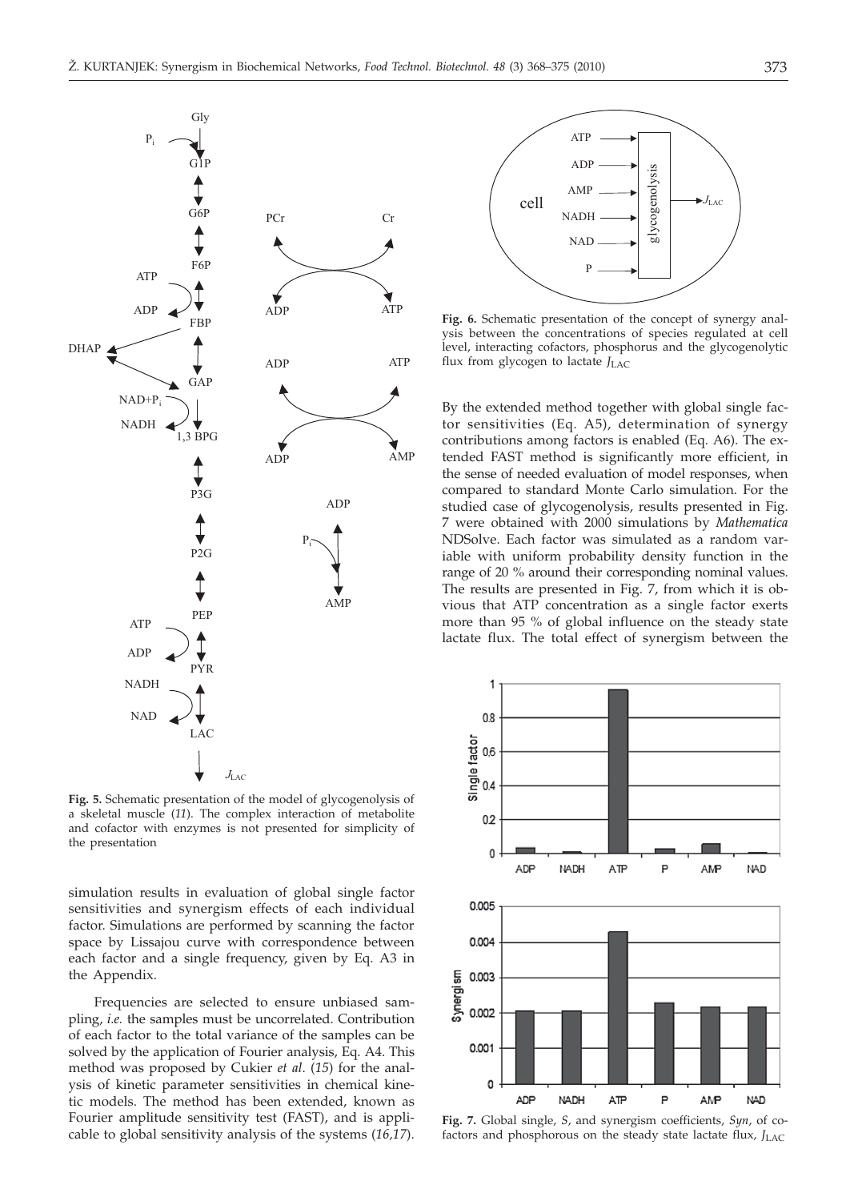Fig. 5. Schematic presentation of the model of glycogenolysis of a skeletal muscle (*11*). The complex interaction of metabolite and cofactor with enzymes is not presented for simplicity of the presentation

simulation results in evaluation of global single factor sensitivities and synergism effects of each individual factor. Simulations are performed by scanning the factor space by Lissajou curve with correspondence between each factor and a single frequency, given by Eq. A3 in the Appendix.

Frequencies are selected to ensure unbiased sampling, *i.e.* the samples must be uncorrelated. Contribution of each factor to the total variance of the samples can be solved by the application of Fourier analysis, Eq. A4. This method was proposed by Cukier *et al.* (*15*) for the analysis of kinetic parameter sensitivities in chemical kinetic models. The method has been extended, known as Fourier amplitude sensitivity test (FAST), and is applicable to global sensitivity analysis of the systems (*16,17*).

Fig. 6. Schematic presentation of the concept of synergy analysis between the concentrations of species regulated at cell level, interacting cofactors, phosphorus and the glycogenolytic flux from glycogen to lactate $J_{LAC}$

By the extended method together with global single factor sensitivities (Eq. A5), determination of synergy contributions among factors is enabled (Eq. A6). The extended FAST method is significantly more efficient, in the sense of needed evaluation of model responses, when compared to standard Monte Carlo simulation. For the studied case of glycogenolysis, results presented in Fig. 7 were obtained with 2000 simulations by *Mathematica* NDSolve. Each factor was simulated as a random variable with uniform probability density function in the range of 20 % around their corresponding nominal values. The results are presented in Fig. 7, from which it is obvious that ATP concentration as a single factor exerts more than 95 % of global influence on the steady state lactate flux. The total effect of synergism between the

Fig. 7. Global single, *S*, and synergism coefficients, *Syn*, of cofactors and phosphorous on the steady state lactate flux, $J_{LAC}$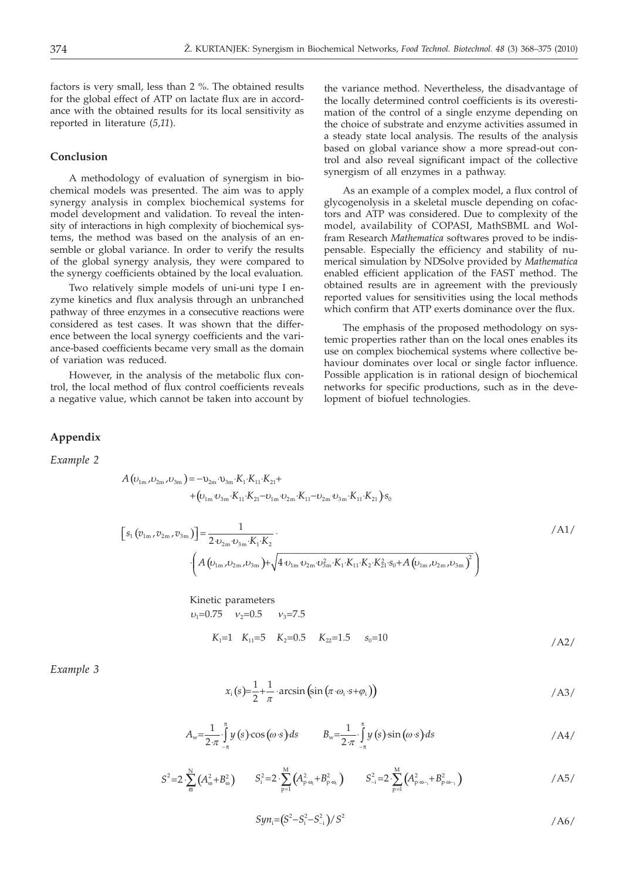factors is very small, less than 2 %. The obtained results for the global effect of ATP on lactate flux are in accordance with the obtained results for its local sensitivity as reported in literature (*5,11*).

## Conclusion

A methodology of evaluation of synergism in biochemical models was presented. The aim was to apply synergy analysis in complex biochemical systems for model development and validation. To reveal the intensity of interactions in high complexity of biochemical systems, the method was based on the analysis of an ensemble or global variance. In order to verify the results of the global synergy analysis, they were compared to the synergy coefficients obtained by the local evaluation.

Two relatively simple models of uni-uni type I enzyme kinetics and flux analysis through an unbranched pathway of three enzymes in a consecutive reactions were considered as test cases. It was shown that the difference between the local synergy coefficients and the variance-based coefficients became very small as the domain of variation was reduced.

However, in the analysis of the metabolic flux control, the local method of flux control coefficients reveals a negative value, which cannot be taken into account by the variance method. Nevertheless, the disadvantage of the locally determined control coefficients is its overestimation of the control of a single enzyme depending on the choice of substrate and enzyme activities assumed in a steady state local analysis. The results of the analysis based on global variance show a more spread-out control and also reveal significant impact of the collective synergism of all enzymes in a pathway.

As an example of a complex model, a flux control of glycogenolysis in a skeletal muscle depending on cofactors and ATP was considered. Due to complexity of the model, availability of COPASI, MathSBML and Wolfram Research *Mathematica* softwares proved to be indispensable. Especially the efficiency and stability of numerical simulation by NDSolve provided by *Mathematica* enabled efficient application of the FAST method. The obtained results are in agreement with the previously reported values for sensitivities using the local methods which confirm that ATP exerts dominance over the flux.

The emphasis of the proposed methodology on systemic properties rather than on the local ones enables its use on complex biochemical systems where collective behaviour dominates over local or single factor influence. Possible application is in rational design of biochemical networks for specific productions, such as in the development of biofuel technologies.

## Appendix

*Example 2*

$$A(\upsilon_{1m},\upsilon_{2m},\upsilon_{3m}) = -\upsilon_{2m}\cdot\upsilon_{3m}\cdot K_1\cdot K_{11}\cdot K_{21} + (\upsilon_{1m}\cdot\upsilon_{3m}\cdot K_{11}\cdot K_{21} - \upsilon_{1m}\cdot\upsilon_{2m}\cdot K_{11} - \upsilon_{2m}\cdot\upsilon_{3m}\cdot K_{11}\cdot K_{21})\cdot s_0$$

$$\left[s_1(v_{1m},v_{2m},v_{3m})\right] = \frac{1}{2\cdot\upsilon_{2m}\cdot\upsilon_{3m}\cdot K_1\cdot K_2}\cdot\left(A(\upsilon_{1m},\upsilon_{2m},\upsilon_{3m}) + \sqrt{4\cdot\upsilon_{1m}\cdot\upsilon_{2m}\cdot\upsilon_{3m}^2\cdot K_1\cdot K_{11}\cdot K_2\cdot K_{21}^2\cdot s_0 + A(\upsilon_{1m},\upsilon_{2m},\upsilon_{3m})^2}\right) \qquad /A1/$$

Kinetic parameters

$$\upsilon_1=0.75 \quad \nu_2=0.5 \quad \nu_3=7.5$$

$$K_1=1 \quad K_{11}=5 \quad K_2=0.5 \quad K_{22}=1.5 \quad s_0=10 \qquad /A2/$$

*Example 3*

$$x_i(s)=\frac{1}{2}+\frac{1}{\pi}\cdot\arcsin\left(\sin\left(\pi\cdot\omega_i\cdot s+\varphi_i\right)\right) \qquad /A3/$$

$$A_w=\frac{1}{2\cdot\pi}\cdot\int_{-\pi}^{\pi} y(s)\cdot\cos(\omega\cdot s)\cdot ds \qquad B_w=\frac{1}{2\cdot\pi}\cdot\int_{-\pi}^{\pi} y(s)\cdot\sin(\omega\cdot s)\cdot ds \qquad /A4/$$

$$S^2=2\cdot\sum_{\varpi}^{N}\left(A_\omega^2+B_\omega^2\right) \qquad S_i^2=2\cdot\sum_{p=1}^{M}\left(A_{p\cdot\omega_i}^2+B_{p\cdot\omega_i}^2\right) \qquad S_{-i}^2=2\cdot\sum_{p=1}^{M}\left(A_{p\cdot\omega_{-i}}^2+B_{p\cdot\omega_{-i}}^2\right) \qquad /A5/$$

$$Syn_i=\left(S^2-S_i^2-S_{-i}^2\right)/S^2 \qquad /A6/$$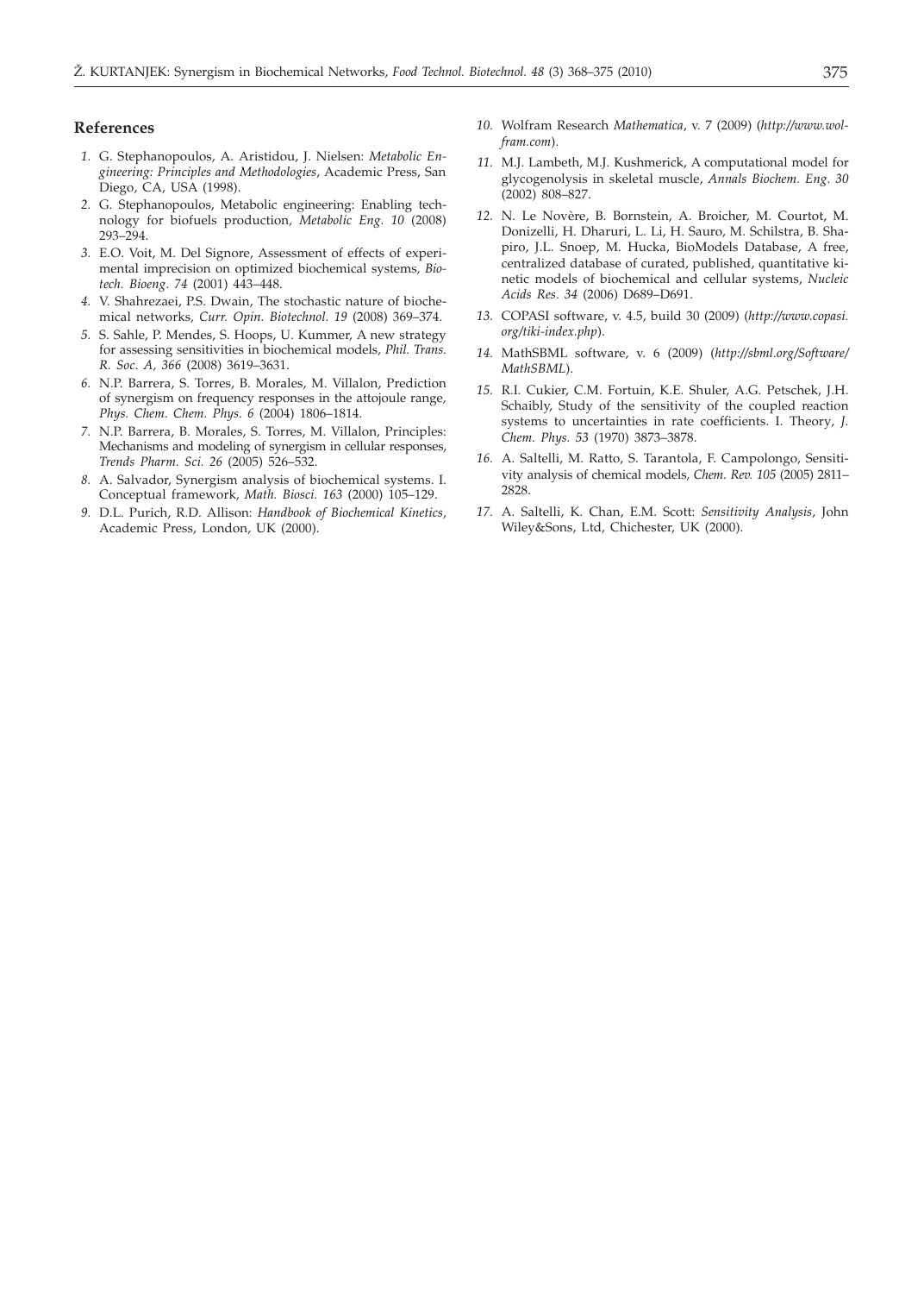## References

1. G. Stephanopoulos, A. Aristidou, J. Nielsen: *Metabolic Engineering: Principles and Methodologies*, Academic Press, San Diego, CA, USA (1998).
2. G. Stephanopoulos, Metabolic engineering: Enabling technology for biofuels production, *Metabolic Eng. 10* (2008) 293–294.
3. E.O. Voit, M. Del Signore, Assessment of effects of experimental imprecision on optimized biochemical systems, *Biotech. Bioeng. 74* (2001) 443–448.
4. V. Shahrezaei, P.S. Dwain, The stochastic nature of biochemical networks, *Curr. Opin. Biotechnol. 19* (2008) 369–374.
5. S. Sahle, P. Mendes, S. Hoops, U. Kummer, A new strategy for assessing sensitivities in biochemical models, *Phil. Trans. R. Soc. A, 366* (2008) 3619–3631.
6. N.P. Barrera, S. Torres, B. Morales, M. Villalon, Prediction of synergism on frequency responses in the attojoule range, *Phys. Chem. Chem. Phys. 6* (2004) 1806–1814.
7. N.P. Barrera, B. Morales, S. Torres, M. Villalon, Principles: Mechanisms and modeling of synergism in cellular responses, *Trends Pharm. Sci. 26* (2005) 526–532.
8. A. Salvador, Synergism analysis of biochemical systems. I. Conceptual framework, *Math. Biosci. 163* (2000) 105–129.
9. D.L. Purich, R.D. Allison: *Handbook of Biochemical Kinetics*, Academic Press, London, UK (2000).
10. Wolfram Research *Mathematica*, v. 7 (2009) (*http://www.wolfram.com*).
11. M.J. Lambeth, M.J. Kushmerick, A computational model for glycogenolysis in skeletal muscle, *Annals Biochem. Eng. 30* (2002) 808–827.
12. N. Le Novère, B. Bornstein, A. Broicher, M. Courtot, M. Donizelli, H. Dharuri, L. Li, H. Sauro, M. Schilstra, B. Shapiro, J.L. Snoep, M. Hucka, BioModels Database, A free, centralized database of curated, published, quantitative kinetic models of biochemical and cellular systems, *Nucleic Acids Res. 34* (2006) D689–D691.
13. COPASI software, v. 4.5, build 30 (2009) (*http://www.copasi.org/tiki-index.php*).
14. MathSBML software, v. 6 (2009) (*http://sbml.org/Software/MathSBML*).
15. R.I. Cukier, C.M. Fortuin, K.E. Shuler, A.G. Petschek, J.H. Schaibly, Study of the sensitivity of the coupled reaction systems to uncertainties in rate coefficients. I. Theory, *J. Chem. Phys. 53* (1970) 3873–3878.
16. A. Saltelli, M. Ratto, S. Tarantola, F. Campolongo, Sensitivity analysis of chemical models, *Chem. Rev. 105* (2005) 2811–2828.
17. A. Saltelli, K. Chan, E.M. Scott: *Sensitivity Analysis*, John Wiley&Sons, Ltd, Chichester, UK (2000).